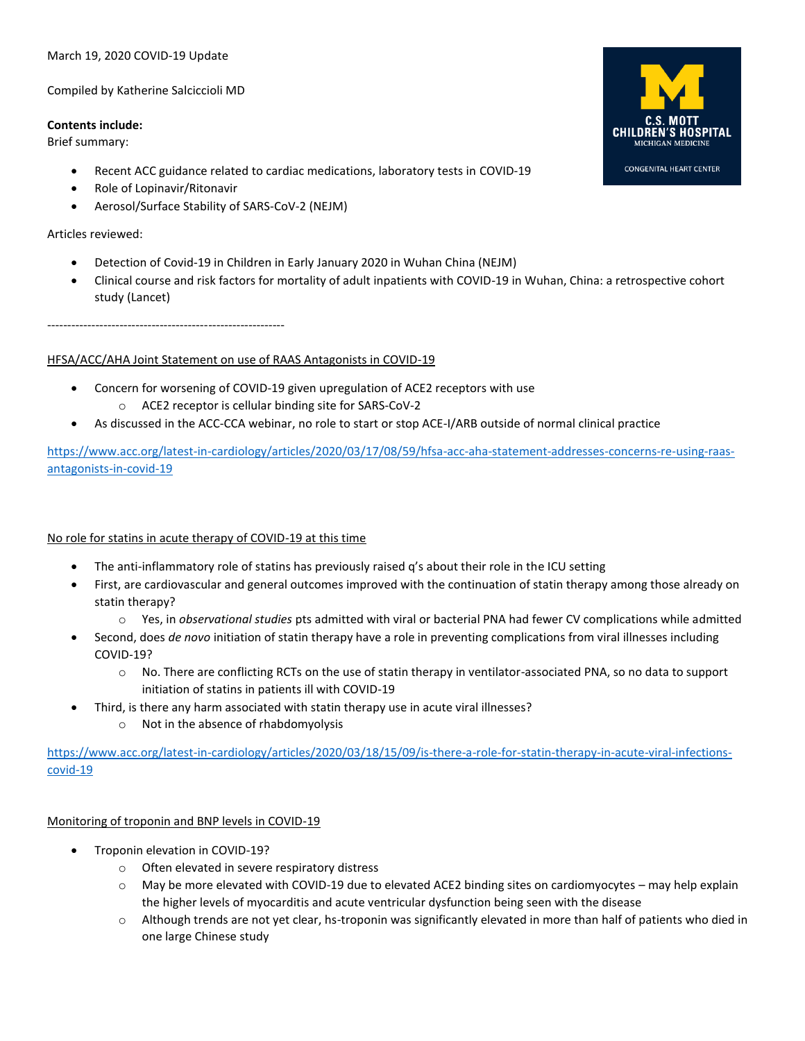March 19, 2020 COVID-19 Update

Compiled by Katherine Salciccioli MD

**Contents include:**

Brief summary:

- Recent ACC guidance related to cardiac medications, laboratory tests in COVID-19
- Role of Lopinavir/Ritonavir
- Aerosol/Surface Stability of SARS-CoV-2 (NEJM)

Articles reviewed:

- Detection of Covid-19 in Children in Early January 2020 in Wuhan China (NEJM)
- Clinical course and risk factors for mortality of adult inpatients with COVID-19 in Wuhan, China: a retrospective cohort study (Lancet)

-----------------------------------------------------------

<u>HFSA/ACC/AHA Joint Statement on use of RAAS Antagonists in COVID-19</u>

- Concern for worsening of COVID-19 given upregulation of ACE2 receptors with use
    - ACE2 receptor is cellular binding site for SARS-CoV-2
- As discussed in the ACC-CCA webinar, no role to start or stop ACE-I/ARB outside of normal clinical practice

https://www.acc.org/latest-in-cardiology/articles/2020/03/17/08/59/hfsa-acc-aha-statement-addresses-concerns-re-using-raas-antagonists-in-covid-19

<u>No role for statins in acute therapy of COVID-19 at this time</u>

- The anti-inflammatory role of statins has previously raised q's about their role in the ICU setting
- First, are cardiovascular and general outcomes improved with the continuation of statin therapy among those already on statin therapy?
    - Yes, in *observational studies* pts admitted with viral or bacterial PNA had fewer CV complications while admitted
- Second, does *de novo* initiation of statin therapy have a role in preventing complications from viral illnesses including COVID-19?
    - No. There are conflicting RCTs on the use of statin therapy in ventilator-associated PNA, so no data to support initiation of statins in patients ill with COVID-19
- Third, is there any harm associated with statin therapy use in acute viral illnesses?
    - Not in the absence of rhabdomyolysis

https://www.acc.org/latest-in-cardiology/articles/2020/03/18/15/09/is-there-a-role-for-statin-therapy-in-acute-viral-infections-covid-19

<u>Monitoring of troponin and BNP levels in COVID-19</u>

- Troponin elevation in COVID-19?
    - Often elevated in severe respiratory distress
    - May be more elevated with COVID-19 due to elevated ACE2 binding sites on cardiomyocytes – may help explain the higher levels of myocarditis and acute ventricular dysfunction being seen with the disease
    - Although trends are not yet clear, hs-troponin was significantly elevated in more than half of patients who died in one large Chinese study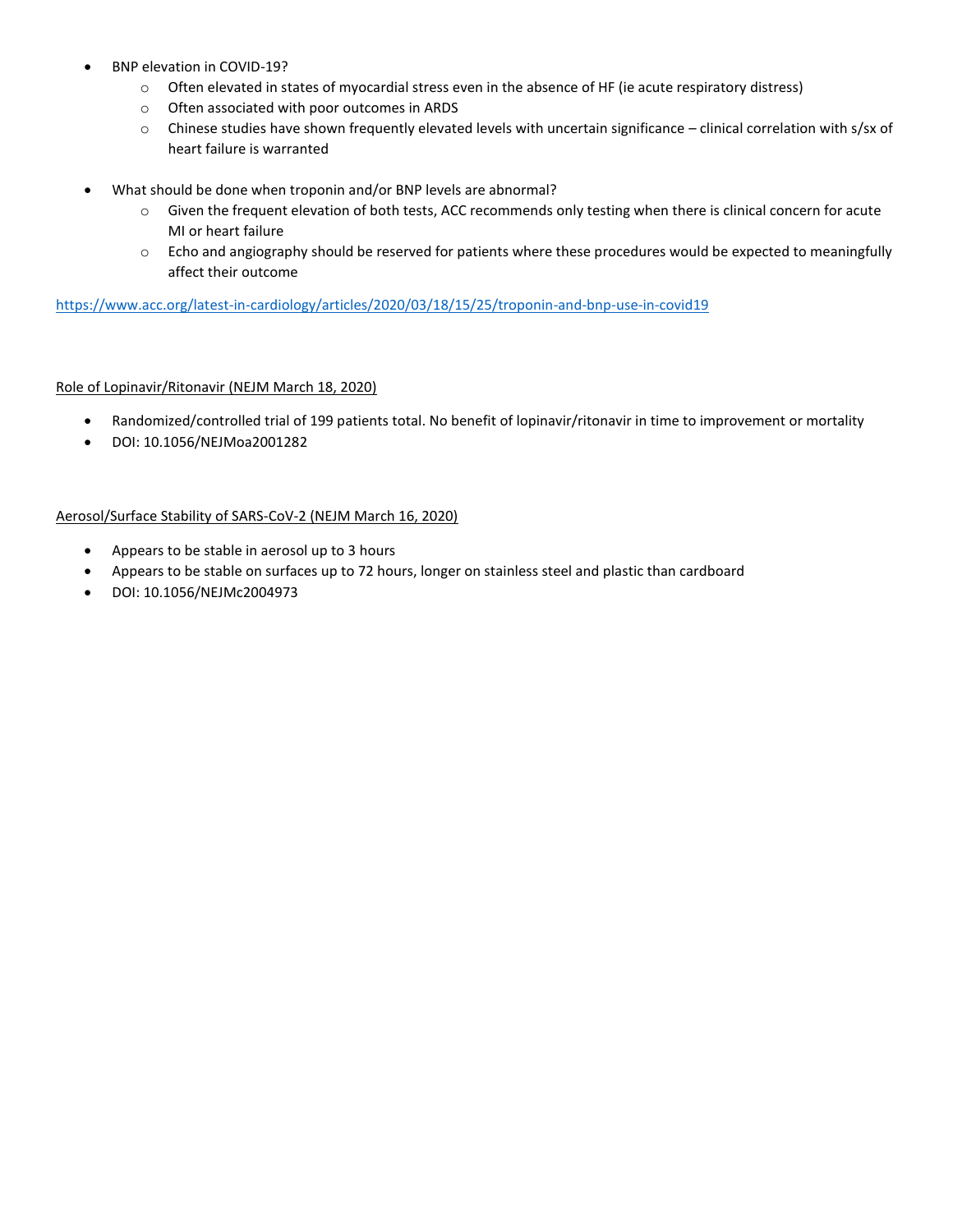- BNP elevation in COVID-19?
    - Often elevated in states of myocardial stress even in the absence of HF (ie acute respiratory distress)
    - Often associated with poor outcomes in ARDS
    - Chinese studies have shown frequently elevated levels with uncertain significance – clinical correlation with s/sx of heart failure is warranted

- What should be done when troponin and/or BNP levels are abnormal?
    - Given the frequent elevation of both tests, ACC recommends only testing when there is clinical concern for acute MI or heart failure
    - Echo and angiography should be reserved for patients where these procedures would be expected to meaningfully affect their outcome

https://www.acc.org/latest-in-cardiology/articles/2020/03/18/15/25/troponin-and-bnp-use-in-covid19

Role of Lopinavir/Ritonavir (NEJM March 18, 2020)

- Randomized/controlled trial of 199 patients total. No benefit of lopinavir/ritonavir in time to improvement or mortality
- DOI: 10.1056/NEJMoa2001282

Aerosol/Surface Stability of SARS-CoV-2 (NEJM March 16, 2020)

- Appears to be stable in aerosol up to 3 hours
- Appears to be stable on surfaces up to 72 hours, longer on stainless steel and plastic than cardboard
- DOI: 10.1056/NEJMc2004973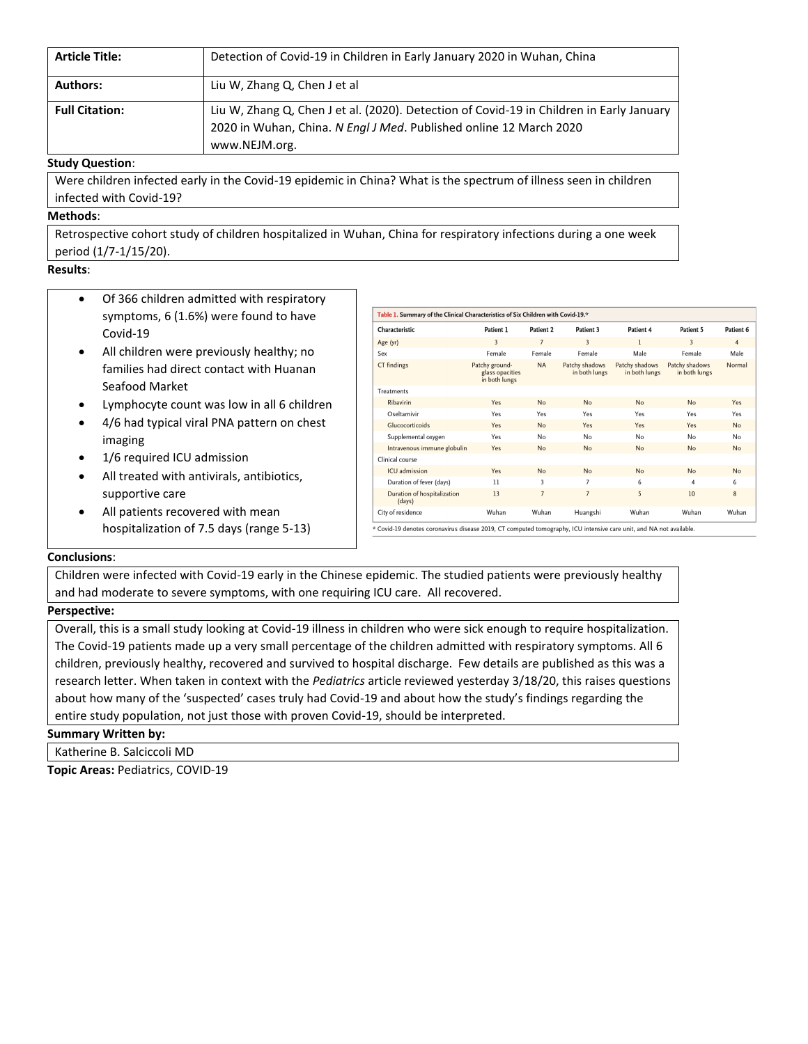| **Article Title:** | Detection of Covid-19 in Children in Early January 2020 in Wuhan, China |
| --- | --- |
| **Authors:** | Liu W, Zhang Q, Chen J et al |
| **Full Citation:** | Liu W, Zhang Q, Chen J et al. (2020). Detection of Covid-19 in Children in Early January 2020 in Wuhan, China. *N Engl J Med*. Published online 12 March 2020 www.NEJM.org. |

**Study Question**:

Were children infected early in the Covid-19 epidemic in China? What is the spectrum of illness seen in children infected with Covid-19?

**Methods**:

Retrospective cohort study of children hospitalized in Wuhan, China for respiratory infections during a one week period (1/7-1/15/20).

**Results**:

- Of 366 children admitted with respiratory symptoms, 6 (1.6%) were found to have Covid-19
- All children were previously healthy; no families had direct contact with Huanan Seafood Market
- Lymphocyte count was low in all 6 children
- 4/6 had typical viral PNA pattern on chest imaging
- 1/6 required ICU admission
- All treated with antivirals, antibiotics, supportive care
- All patients recovered with mean hospitalization of 7.5 days (range 5-13)

**Table 1. Summary of the Clinical Characteristics of Six Children with Covid-19.***

| Characteristic | Patient 1 | Patient 2 | Patient 3 | Patient 4 | Patient 5 | Patient 6 |
| --- | --- | --- | --- | --- | --- | --- |
| Age (yr) | 3 | 7 | 3 | 1 | 3 | 4 |
| Sex | Female | Female | Female | Male | Female | Male |
| CT findings | Patchy ground-glass opacities in both lungs | NA | Patchy shadows in both lungs | Patchy shadows in both lungs | Patchy shadows in both lungs | Normal |
| Treatments | | | | | | |
| Ribavirin | Yes | No | No | No | No | Yes |
| Oseltamivir | Yes | Yes | Yes | Yes | Yes | Yes |
| Glucocorticoids | Yes | No | Yes | Yes | Yes | No |
| Supplemental oxygen | Yes | No | No | No | No | No |
| Intravenous immune globulin | Yes | No | No | No | No | No |
| Clinical course | | | | | | |
| ICU admission | Yes | No | No | No | No | No |
| Duration of fever (days) | 11 | 3 | 7 | 6 | 4 | 6 |
| Duration of hospitalization (days) | 13 | 7 | 7 | 5 | 10 | 8 |
| City of residence | Wuhan | Wuhan | Huangshi | Wuhan | Wuhan | Wuhan |

* Covid-19 denotes coronavirus disease 2019, CT computed tomography, ICU intensive care unit, and NA not available.

**Conclusions**:

Children were infected with Covid-19 early in the Chinese epidemic. The studied patients were previously healthy and had moderate to severe symptoms, with one requiring ICU care. All recovered.

**Perspective:**

Overall, this is a small study looking at Covid-19 illness in children who were sick enough to require hospitalization. The Covid-19 patients made up a very small percentage of the children admitted with respiratory symptoms. All 6 children, previously healthy, recovered and survived to hospital discharge. Few details are published as this was a research letter. When taken in context with the *Pediatrics* article reviewed yesterday 3/18/20, this raises questions about how many of the 'suspected' cases truly had Covid-19 and about how the study's findings regarding the entire study population, not just those with proven Covid-19, should be interpreted.

**Summary Written by:**

Katherine B. Salciccoli MD

**Topic Areas:** Pediatrics, COVID-19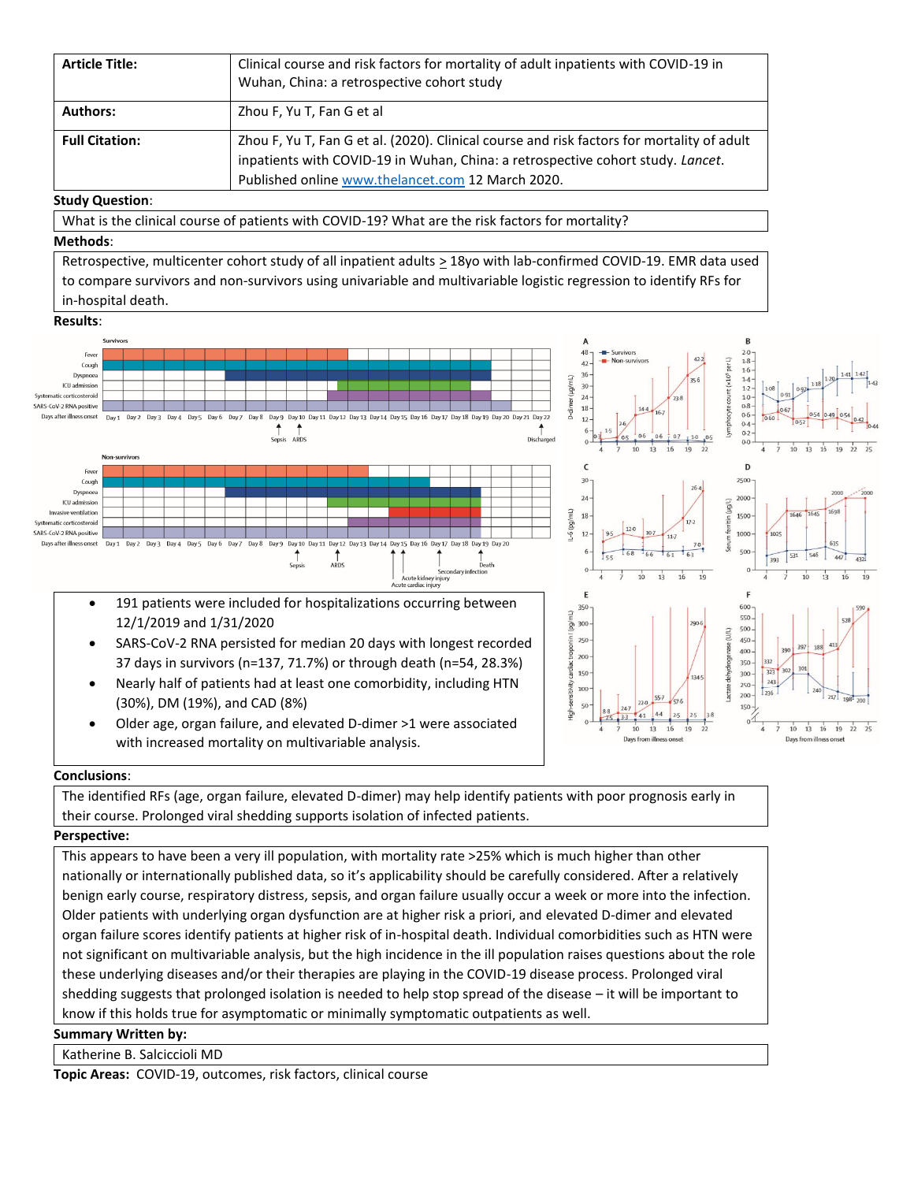| | |
|---|---|
| **Article Title:** | Clinical course and risk factors for mortality of adult inpatients with COVID-19 in Wuhan, China: a retrospective cohort study |
| **Authors:** | Zhou F, Yu T, Fan G et al |
| **Full Citation:** | Zhou F, Yu T, Fan G et al. (2020). Clinical course and risk factors for mortality of adult inpatients with COVID-19 in Wuhan, China: a retrospective cohort study. *Lancet*. Published online www.thelancet.com 12 March 2020. |

**Study Question**:

What is the clinical course of patients with COVID-19? What are the risk factors for mortality?

**Methods**:

Retrospective, multicenter cohort study of all inpatient adults ≥ 18yo with lab-confirmed COVID-19. EMR data used to compare survivors and non-survivors using univariable and multivariable logistic regression to identify RFs for in-hospital death.

**Results**:

Survivors

Fever
Cough
Dyspnoea
ICU admission
Systematic corticosteroid
SARS-CoV-2 RNA positive
Days after illness onset Day 1 Day 2 Day 3 Day 4 Day 5 Day 6 Day 7 Day 8 Day 9 Day 10 Day 11 Day 12 Day 13 Day 14 Day 15 Day 16 Day 17 Day 18 Day 19 Day 20 Day 21 Day 22
Sepsis ARDS Discharged

Non-survivors

Fever
Cough
Dyspnoea
ICU admission
Invasive ventilation
Systematic corticosteroid
SARS-CoV-2 RNA positive
Days after illness onset Day 1 Day 2 Day 3 Day 4 Day 5 Day 6 Day 7 Day 8 Day 9 Day 10 Day 11 Day 12 Day 13 Day 14 Day 15 Day 16 Day 17 Day 18 Day 19 Day 20
Sepsis ARDS Acute kidney injury Acute cardiac injury Secondary infection Death

A
D-dimer (μg/mL)
Survivors
Non-survivors
42.2 35.6 23.8 16.7 14.4 2.6 1.5 0.3 0.5 0.6 0.6 0.7 1.0 0.5

B
Lymphocyte count (×10⁹ per L)
1.08 0.91 0.97 1.18 1.20 1.41 1.42 1.43 0.67 0.60 0.52 0.54 0.49 0.54 0.42 0.44

C
IL-6 (pg/mL)
26.4 17.2 12.0 10.7 11.7 9.5 7.0 5.5 6.8 6.6 6.1 6.3

D
Serum ferritin (μg/L)
2000 2000 1646 1645 1698 1025 635 393 531 546 447 432

E
High-sensitivity cardiac troponin I (pg/mL)
290.6 134.5 55.7 57.6 22.0 24.7 8.8 2.5 3.3 4.1 4.4 2.5 2.5 3.8
Days from illness onset

F
Lactate dehydrogenase (U/L)
590 528 413 397 388 390 332 323 302 301 243 236 240 217 198 200
Days from illness onset

- 191 patients were included for hospitalizations occurring between 12/1/2019 and 1/31/2020
- SARS-CoV-2 RNA persisted for median 20 days with longest recorded 37 days in survivors (n=137, 71.7%) or through death (n=54, 28.3%)
- Nearly half of patients had at least one comorbidity, including HTN (30%), DM (19%), and CAD (8%)
- Older age, organ failure, and elevated D-dimer >1 were associated with increased mortality on multivariable analysis.

**Conclusions**:

The identified RFs (age, organ failure, elevated D-dimer) may help identify patients with poor prognosis early in their course. Prolonged viral shedding supports isolation of infected patients.

**Perspective:**

This appears to have been a very ill population, with mortality rate >25% which is much higher than other nationally or internationally published data, so it's applicability should be carefully considered. After a relatively benign early course, respiratory distress, sepsis, and organ failure usually occur a week or more into the infection. Older patients with underlying organ dysfunction are at higher risk a priori, and elevated D-dimer and elevated organ failure scores identify patients at higher risk of in-hospital death. Individual comorbidities such as HTN were not significant on multivariable analysis, but the high incidence in the ill population raises questions about the role these underlying diseases and/or their therapies are playing in the COVID-19 disease process. Prolonged viral shedding suggests that prolonged isolation is needed to help stop spread of the disease – it will be important to know if this holds true for asymptomatic or minimally symptomatic outpatients as well.

**Summary Written by:**

Katherine B. Salciccioli MD

**Topic Areas:** COVID-19, outcomes, risk factors, clinical course